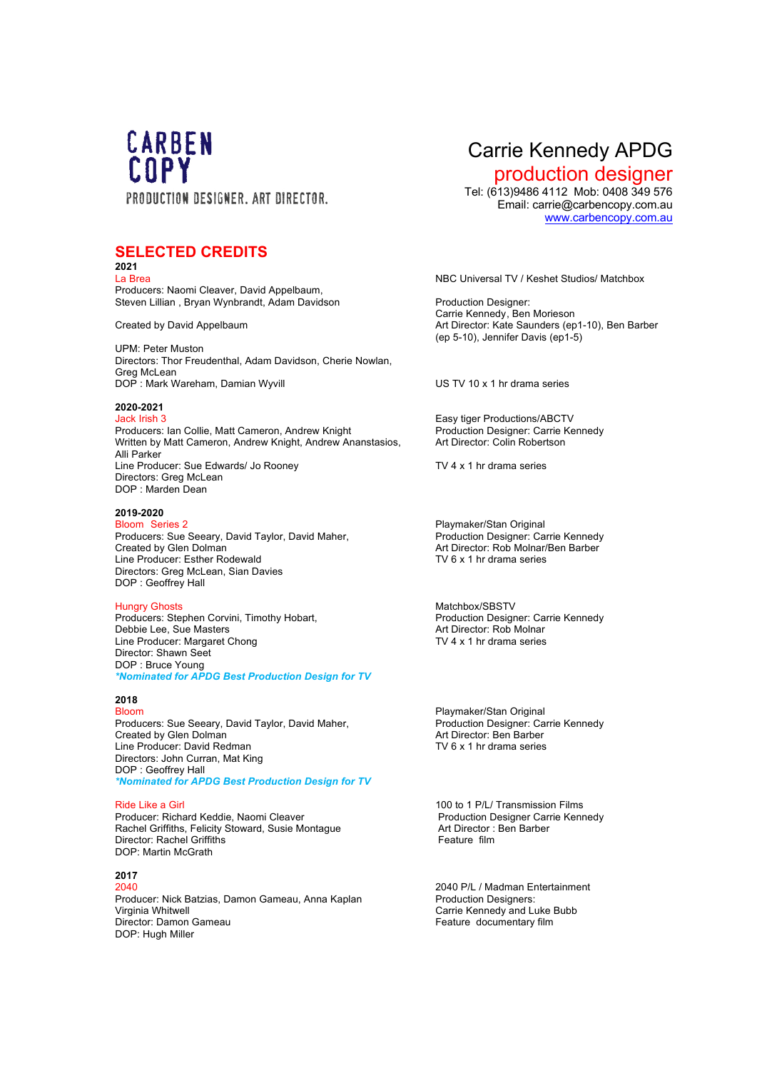CARBEN COPY

PRODUCTION DESIGNER. ART DIRECTOR.

# Carrie Kennedy APDG

## production designer

Tel: (613)9486 4112  Mob: 0408 349 576
Email: carrie@carbencopy.com.au
www.carbencopy.com.au

## SELECTED CREDITS

**2021**

La Brea
Producers: Naomi Cleaver, David Appelbaum, Steven Lillian , Bryan Wynbrandt, Adam Davidson

Created by David Appelbaum

UPM: Peter Muston
Directors: Thor Freudenthal, Adam Davidson, Cherie Nowlan, Greg McLean
DOP : Mark Wareham, Damian Wyvill

NBC Universal TV / Keshet Studios/ Matchbox

Production Designer:
Carrie Kennedy, Ben Morieson
Art Director: Kate Saunders (ep1-10), Ben Barber (ep 5-10), Jennifer Davis (ep1-5)

US TV 10 x 1 hr drama series

**2020-2021**

Jack Irish 3
Producers: Ian Collie, Matt Cameron, Andrew Knight
Written by Matt Cameron, Andrew Knight, Andrew Ananstasios, Alli Parker
Line Producer: Sue Edwards/ Jo Rooney
Directors: Greg McLean
DOP : Marden Dean

Easy tiger Productions/ABCTV
Production Designer: Carrie Kennedy
Art Director: Colin Robertson

TV 4 x 1 hr drama series

**2019-2020**

Bloom  Series 2
Producers: Sue Seeary, David Taylor, David Maher,
Created by Glen Dolman
Line Producer: Esther Rodewald
Directors: Greg McLean, Sian Davies
DOP : Geoffrey Hall

Playmaker/Stan Original
Production Designer: Carrie Kennedy
Art Director: Rob Molnar/Ben Barber
TV 6 x 1 hr drama series

Hungry Ghosts
Producers: Stephen Corvini, Timothy Hobart, Debbie Lee, Sue Masters
Line Producer: Margaret Chong
Director: Shawn Seet
DOP : Bruce Young
***Nominated for APDG Best Production Design for TV***

Matchbox/SBSTV
Production Designer: Carrie Kennedy
Art Director: Rob Molnar
TV 4 x 1 hr drama series

**2018**

Bloom
Producers: Sue Seeary, David Taylor, David Maher,
Created by Glen Dolman
Line Producer: David Redman
Directors: John Curran, Mat King
DOP : Geoffrey Hall
***Nominated for APDG Best Production Design for TV***

Playmaker/Stan Original
Production Designer: Carrie Kennedy
Art Director: Ben Barber
TV 6 x 1 hr drama series

Ride Like a Girl
Producer: Richard Keddie, Naomi Cleaver
Rachel Griffiths, Felicity Steward, Susie Montague
Director: Rachel Griffiths
DOP: Martin McGrath

100 to 1 P/L/ Transmission Films
Production Designer Carrie Kennedy
Art Director : Ben Barber
Feature  film

**2017**

2040
Producer: Nick Batzias, Damon Gameau, Anna Kaplan
Virginia Whitwell
Director: Damon Gameau
DOP: Hugh Miller

2040 P/L / Madman Entertainment
Production Designers:
Carrie Kennedy and Luke Bubb
Feature  documentary film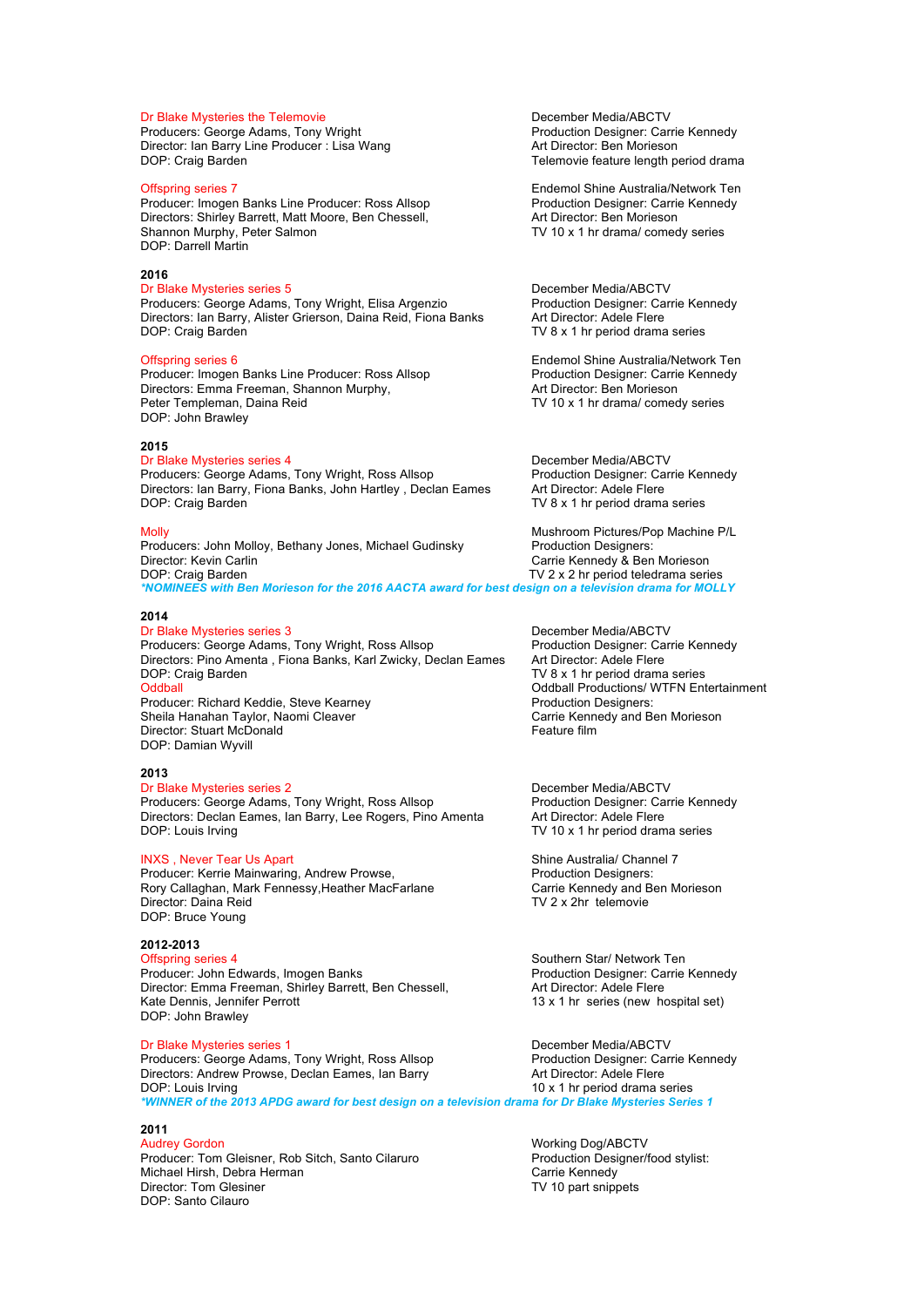Dr Blake Mysteries the Telemovie
Producers: George Adams, Tony Wright
Director: Ian Barry Line Producer : Lisa Wang
DOP: Craig Barden

December Media/ABCTV
Production Designer: Carrie Kennedy
Art Director: Ben Morieson
Telemovie feature length period drama

Offspring series 7
Producer: Imogen Banks Line Producer: Ross Allsop
Directors: Shirley Barrett, Matt Moore, Ben Chessell, Shannon Murphy, Peter Salmon
DOP: Darrell Martin

Endemol Shine Australia/Network Ten
Production Designer: Carrie Kennedy
Art Director: Ben Morieson
TV 10 x 1 hr drama/ comedy series

**2016**

Dr Blake Mysteries series 5
Producers: George Adams, Tony Wright, Elisa Argenzio
Directors: Ian Barry, Alister Grierson, Daina Reid, Fiona Banks
DOP: Craig Barden

December Media/ABCTV
Production Designer: Carrie Kennedy
Art Director: Adele Flere
TV 8 x 1 hr period drama series

Offspring series 6
Producer: Imogen Banks Line Producer: Ross Allsop
Directors: Emma Freeman, Shannon Murphy, Peter Templeman, Daina Reid
DOP: John Brawley

Endemol Shine Australia/Network Ten
Production Designer: Carrie Kennedy
Art Director: Ben Morieson
TV 10 x 1 hr drama/ comedy series

**2015**

Dr Blake Mysteries series 4
Producers: George Adams, Tony Wright, Ross Allsop
Directors: Ian Barry, Fiona Banks, John Hartley , Declan Eames
DOP: Craig Barden

December Media/ABCTV
Production Designer: Carrie Kennedy
Art Director: Adele Flere
TV 8 x 1 hr period drama series

Molly
Producers: John Molloy, Bethany Jones, Michael Gudinsky
Director: Kevin Carlin
DOP: Craig Barden

Mushroom Pictures/Pop Machine P/L
Production Designers:
Carrie Kennedy & Ben Morieson
TV 2 x 2 hr period teledrama series

***NOMINEES with Ben Morieson for the 2016 AACTA award for best design on a television drama for MOLLY***

**2014**

Dr Blake Mysteries series 3
Producers: George Adams, Tony Wright, Ross Allsop
Directors: Pino Amenta , Fiona Banks, Karl Zwicky, Declan Eames
DOP: Craig Barden

December Media/ABCTV
Production Designer: Carrie Kennedy
Art Director: Adele Flere
TV 8 x 1 hr period drama series

Oddball
Producer: Richard Keddie, Steve Kearney
Sheila Hanahan Taylor, Naomi Cleaver
Director: Stuart McDonald
DOP: Damian Wyvill

Oddball Productions/ WTFN Entertainment
Production Designers:
Carrie Kennedy and Ben Morieson
Feature film

**2013**

Dr Blake Mysteries series 2
Producers: George Adams, Tony Wright, Ross Allsop
Directors: Declan Eames, Ian Barry, Lee Rogers, Pino Amenta
DOP: Louis Irving

December Media/ABCTV
Production Designer: Carrie Kennedy
Art Director: Adele Flere
TV 10 x 1 hr period drama series

INXS , Never Tear Us Apart
Producer: Kerrie Mainwaring, Andrew Prowse,
Rory Callaghan, Mark Fennessy,Heather MacFarlane
Director: Daina Reid
DOP: Bruce Young

Shine Australia/ Channel 7
Production Designers:
Carrie Kennedy and Ben Morieson
TV 2 x 2hr telemovie

**2012-2013**

Offspring series 4
Producer: John Edwards, Imogen Banks
Director: Emma Freeman, Shirley Barrett, Ben Chessell, Kate Dennis, Jennifer Perrott
DOP: John Brawley

Southern Star/ Network Ten
Production Designer: Carrie Kennedy
Art Director: Adele Flere
13 x 1 hr series (new hospital set)

Dr Blake Mysteries series 1
Producers: George Adams, Tony Wright, Ross Allsop
Directors: Andrew Prowse, Declan Eames, Ian Barry
DOP: Louis Irving

December Media/ABCTV
Production Designer: Carrie Kennedy
Art Director: Adele Flere
10 x 1 hr period drama series

***WINNER of the 2013 APDG award for best design on a television drama for Dr Blake Mysteries Series 1***

**2011**

Audrey Gordon
Producer: Tom Gleisner, Rob Sitch, Santo Cilaruro
Michael Hirsh, Debra Herman
Director: Tom Glesiner
DOP: Santo Cilauro

Working Dog/ABCTV
Production Designer/food stylist:
Carrie Kennedy
TV 10 part snippets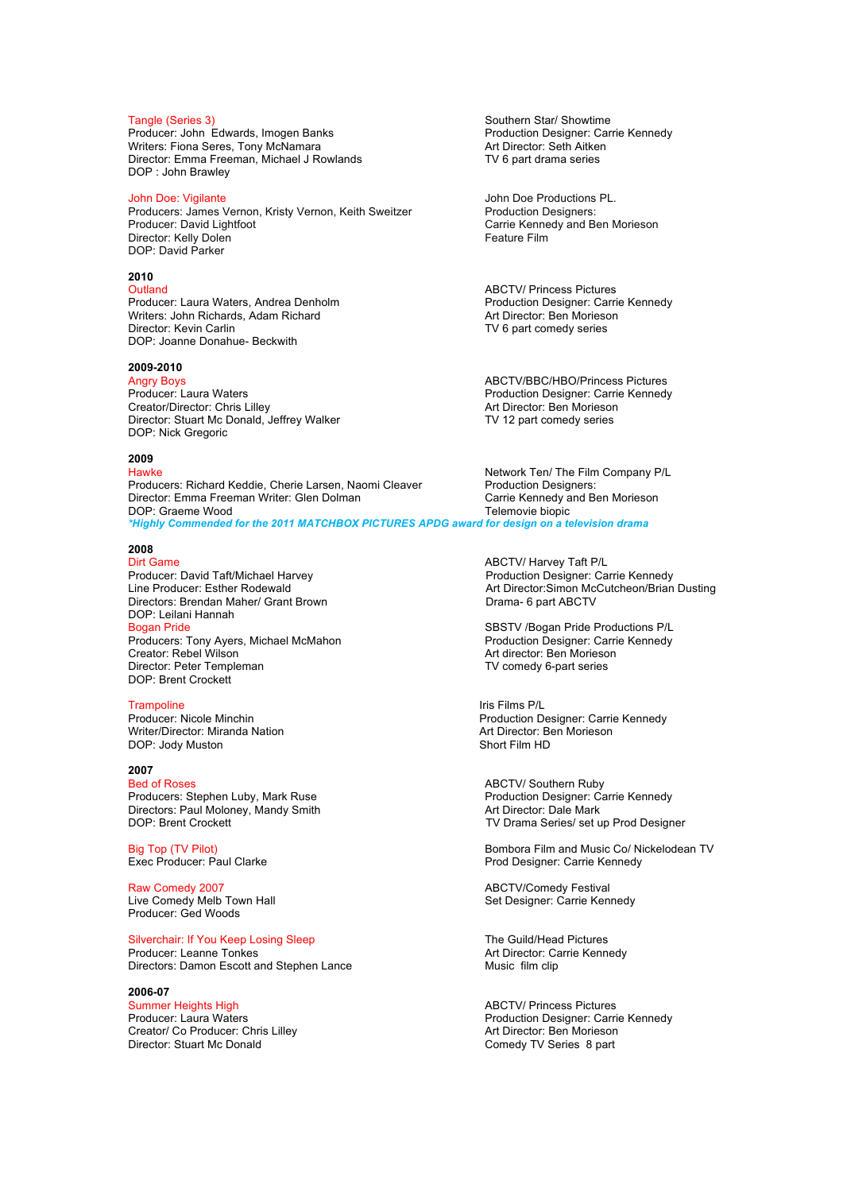Tangle (Series 3)
Producer: John Edwards, Imogen Banks
Writers: Fiona Seres, Tony McNamara
Director: Emma Freeman, Michael J Rowlands
DOP : John Brawley

Southern Star/ Showtime
Production Designer: Carrie Kennedy
Art Director: Seth Aitken
TV 6 part drama series

John Doe: Vigilante
Producers: James Vernon, Kristy Vernon, Keith Sweitzer
Producer: David Lightfoot
Director: Kelly Dolen
DOP: David Parker

John Doe Productions PL.
Production Designers:
Carrie Kennedy and Ben Morieson
Feature Film

**2010**

Outland
Producer: Laura Waters, Andrea Denholm
Writers: John Richards, Adam Richard
Director: Kevin Carlin
DOP: Joanne Donahue- Beckwith

ABCTV/ Princess Pictures
Production Designer: Carrie Kennedy
Art Director: Ben Morieson
TV 6 part comedy series

**2009-2010**

Angry Boys
Producer: Laura Waters
Creator/Director: Chris Lilley
Director: Stuart Mc Donald, Jeffrey Walker
DOP: Nick Gregoric

ABCTV/BBC/HBO/Princess Pictures
Production Designer: Carrie Kennedy
Art Director: Ben Morieson
TV 12 part comedy series

**2009**

Hawke
Producers: Richard Keddie, Cherie Larsen, Naomi Cleaver
Director: Emma Freeman Writer: Glen Dolman
DOP: Graeme Wood

Network Ten/ The Film Company P/L
Production Designers:
Carrie Kennedy and Ben Morieson
Telemovie biopic

***Highly Commended for the 2011 MATCHBOX PICTURES APDG award for design on a television drama***

**2008**

Dirt Game
Producer: David Taft/Michael Harvey
Line Producer: Esther Rodewald
Directors: Brendan Maher/ Grant Brown
DOP: Leilani Hannah

ABCTV/ Harvey Taft P/L
Production Designer: Carrie Kennedy
Art Director:Simon McCutcheon/Brian Dusting
Drama- 6 part ABCTV

Bogan Pride
Producers: Tony Ayers, Michael McMahon
Creator: Rebel Wilson
Director: Peter Templeman
DOP: Brent Crockett

SBSTV /Bogan Pride Productions P/L
Production Designer: Carrie Kennedy
Art director: Ben Morieson
TV comedy 6-part series

Trampoline
Producer: Nicole Minchin
Writer/Director: Miranda Nation
DOP: Jody Muston

Iris Films P/L
Production Designer: Carrie Kennedy
Art Director: Ben Morieson
Short Film HD

**2007**

Bed of Roses
Producers: Stephen Luby, Mark Ruse
Directors: Paul Moloney, Mandy Smith
DOP: Brent Crockett

ABCTV/ Southern Ruby
Production Designer: Carrie Kennedy
Art Director: Dale Mark
TV Drama Series/ set up Prod Designer

Big Top (TV Pilot)
Exec Producer: Paul Clarke

Bombora Film and Music Co/ Nickelodean TV
Prod Designer: Carrie Kennedy

Raw Comedy 2007
Live Comedy Melb Town Hall
Producer: Ged Woods

ABCTV/Comedy Festival
Set Designer: Carrie Kennedy

Silverchair: If You Keep Losing Sleep
Producer: Leanne Tonkes
Directors: Damon Escott and Stephen Lance

The Guild/Head Pictures
Art Director: Carrie Kennedy
Music film clip

**2006-07**

Summer Heights High
Producer: Laura Waters
Creator/ Co Producer: Chris Lilley
Director: Stuart Mc Donald

ABCTV/ Princess Pictures
Production Designer: Carrie Kennedy
Art Director: Ben Morieson
Comedy TV Series 8 part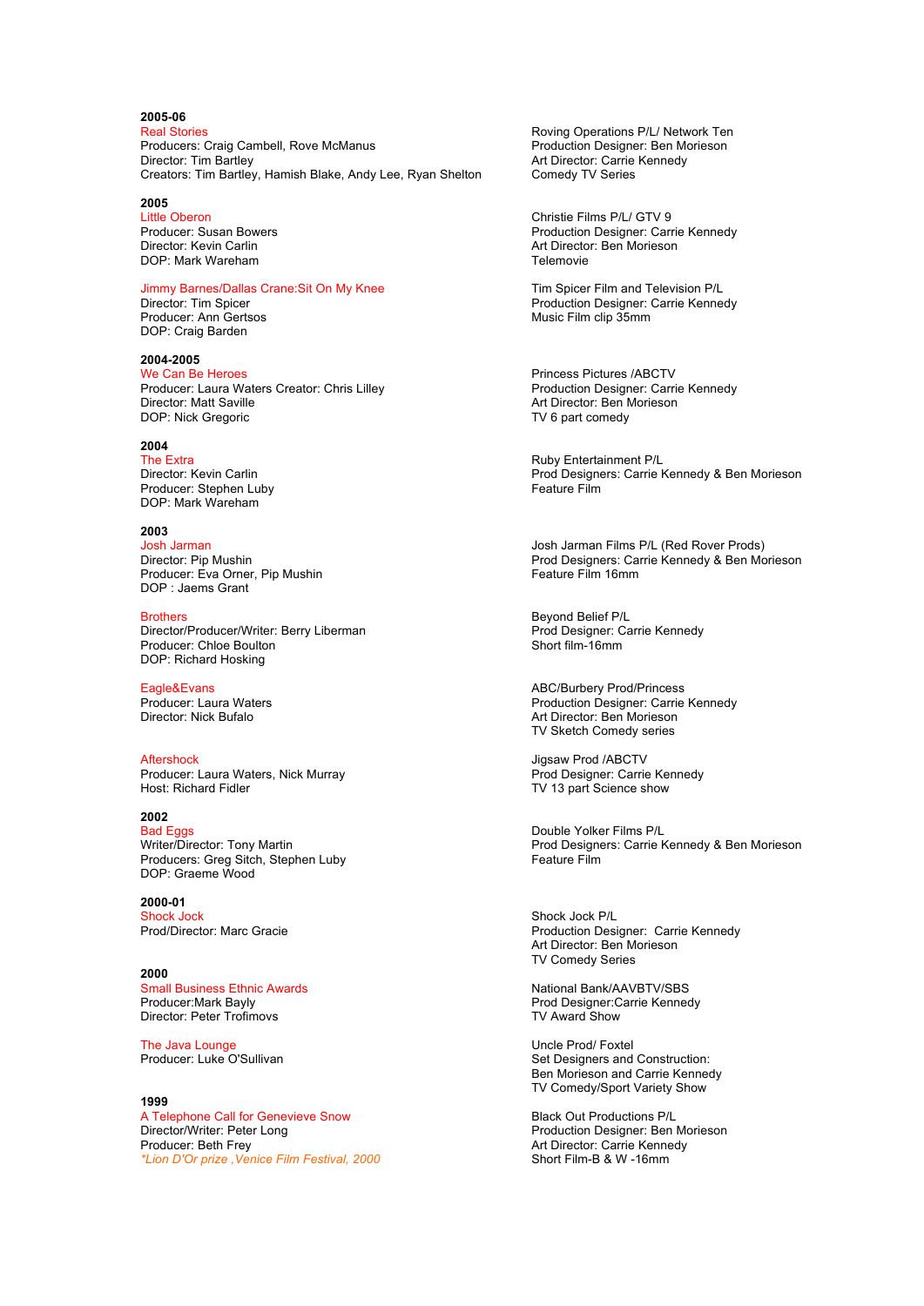**2005-06**

Real Stories
Producers: Craig Cambell, Rove McManus
Director: Tim Bartley
Creators: Tim Bartley, Hamish Blake, Andy Lee, Ryan Shelton

Roving Operations P/L/ Network Ten
Production Designer: Ben Morieson
Art Director: Carrie Kennedy
Comedy TV Series

**2005**

Little Oberon
Producer: Susan Bowers
Director: Kevin Carlin
DOP: Mark Wareham

Christie Films P/L/ GTV 9
Production Designer: Carrie Kennedy
Art Director: Ben Morieson
Telemovie

Jimmy Barnes/Dallas Crane:Sit On My Knee
Director: Tim Spicer
Producer: Ann Gertsos
DOP: Craig Barden

Tim Spicer Film and Television P/L
Production Designer: Carrie Kennedy
Music Film clip 35mm

**2004-2005**

We Can Be Heroes
Producer: Laura Waters Creator: Chris Lilley
Director: Matt Saville
DOP: Nick Gregoric

Princess Pictures /ABCTV
Production Designer: Carrie Kennedy
Art Director: Ben Morieson
TV 6 part comedy

**2004**

The Extra
Director: Kevin Carlin
Producer: Stephen Luby
DOP: Mark Wareham

Ruby Entertainment P/L
Prod Designers: Carrie Kennedy & Ben Morieson
Feature Film

**2003**

Josh Jarman
Director: Pip Mushin
Producer: Eva Orner, Pip Mushin
DOP : Jaems Grant

Josh Jarman Films P/L (Red Rover Prods)
Prod Designers: Carrie Kennedy & Ben Morieson
Feature Film 16mm

Brothers
Director/Producer/Writer: Berry Liberman
Producer: Chloe Boulton
DOP: Richard Hosking

Beyond Belief P/L
Prod Designer: Carrie Kennedy
Short film-16mm

Eagle&Evans
Producer: Laura Waters
Director: Nick Bufalo

ABC/Burbery Prod/Princess
Production Designer: Carrie Kennedy
Art Director: Ben Morieson
TV Sketch Comedy series

Aftershock
Producer: Laura Waters, Nick Murray
Host: Richard Fidler

Jigsaw Prod /ABCTV
Prod Designer: Carrie Kennedy
TV 13 part Science show

**2002**

Bad Eggs
Writer/Director: Tony Martin
Producers: Greg Sitch, Stephen Luby
DOP: Graeme Wood

Double Yolker Films P/L
Prod Designers: Carrie Kennedy & Ben Morieson
Feature Film

**2000-01**

Shock Jock
Prod/Director: Marc Gracie

Shock Jock P/L
Production Designer: Carrie Kennedy
Art Director: Ben Morieson
TV Comedy Series

**2000**

Small Business Ethnic Awards
Producer:Mark Bayly
Director: Peter Trofimovs

National Bank/AAVBTV/SBS
Prod Designer:Carrie Kennedy
TV Award Show

The Java Lounge
Producer: Luke O'Sullivan

Uncle Prod/ Foxtel
Set Designers and Construction:
Ben Morieson and Carrie Kennedy
TV Comedy/Sport Variety Show

**1999**

A Telephone Call for Genevieve Snow
Director/Writer: Peter Long
Producer: Beth Frey
*\*Lion D'Or prize ,Venice Film Festival, 2000*

Black Out Productions P/L
Production Designer: Ben Morieson
Art Director: Carrie Kennedy
Short Film-B & W -16mm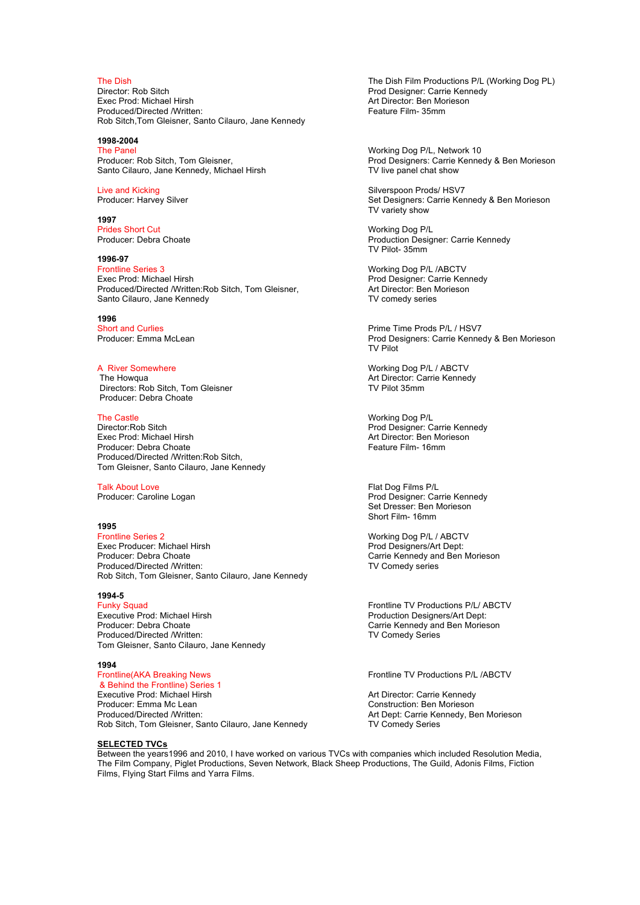**The Dish**
Director: Rob Sitch
Exec Prod: Michael Hirsh
Produced/Directed /Written:
Rob Sitch,Tom Gleisner, Santo Cilauro, Jane Kennedy

The Dish Film Productions P/L (Working Dog PL)
Prod Designer: Carrie Kennedy
Art Director: Ben Morieson
Feature Film- 35mm

**1998-2004**

**The Panel**
Producer: Rob Sitch, Tom Gleisner,
Santo Cilauro, Jane Kennedy, Michael Hirsh

Working Dog P/L, Network 10
Prod Designers: Carrie Kennedy & Ben Morieson
TV live panel chat show

**Live and Kicking**
Producer: Harvey Silver

Silverspoon Prods/ HSV7
Set Designers: Carrie Kennedy & Ben Morieson
TV variety show

**1997**

**Prides Short Cut**
Producer: Debra Choate

Working Dog P/L
Production Designer: Carrie Kennedy
TV Pilot- 35mm

**1996-97**

**Frontline Series 3**
Exec Prod: Michael Hirsh
Produced/Directed /Written:Rob Sitch, Tom Gleisner,
Santo Cilauro, Jane Kennedy

Working Dog P/L /ABCTV
Prod Designer: Carrie Kennedy
Art Director: Ben Morieson
TV comedy series

**1996**

**Short and Curlies**
Producer: Emma McLean

Prime Time Prods P/L / HSV7
Prod Designers: Carrie Kennedy & Ben Morieson
TV Pilot

**A River Somewhere**
The Howqua
Directors: Rob Sitch, Tom Gleisner
Producer: Debra Choate

Working Dog P/L / ABCTV
Art Director: Carrie Kennedy
TV Pilot 35mm

**The Castle**
Director:Rob Sitch
Exec Prod: Michael Hirsh
Producer: Debra Choate
Produced/Directed /Written:Rob Sitch,
Tom Gleisner, Santo Cilauro, Jane Kennedy

Working Dog P/L
Prod Designer: Carrie Kennedy
Art Director: Ben Morieson
Feature Film- 16mm

**Talk About Love**
Producer: Caroline Logan

Flat Dog Films P/L
Prod Designer: Carrie Kennedy
Set Dresser: Ben Morieson
Short Film- 16mm

**1995**

**Frontline Series 2**
Exec Producer: Michael Hirsh
Producer: Debra Choate
Produced/Directed /Written:
Rob Sitch, Tom Gleisner, Santo Cilauro, Jane Kennedy

Working Dog P/L / ABCTV
Prod Designers/Art Dept:
Carrie Kennedy and Ben Morieson
TV Comedy series

**1994-5**

**Funky Squad**
Executive Prod: Michael Hirsh
Producer: Debra Choate
Produced/Directed /Written:
Tom Gleisner, Santo Cilauro, Jane Kennedy

Frontline TV Productions P/L/ ABCTV
Production Designers/Art Dept:
Carrie Kennedy and Ben Morieson
TV Comedy Series

**1994**

**Frontline(AKA Breaking News & Behind the Frontline) Series 1**
Executive Prod: Michael Hirsh
Producer: Emma Mc Lean
Produced/Directed /Written:
Rob Sitch, Tom Gleisner, Santo Cilauro, Jane Kennedy

Frontline TV Productions P/L /ABCTV

Art Director: Carrie Kennedy
Construction: Ben Morieson
Art Dept: Carrie Kennedy, Ben Morieson
TV Comedy Series

## SELECTED TVCs

Between the years1996 and 2010, I have worked on various TVCs with companies which included Resolution Media, The Film Company, Piglet Productions, Seven Network, Black Sheep Productions, The Guild, Adonis Films, Fiction Films, Flying Start Films and Yarra Films.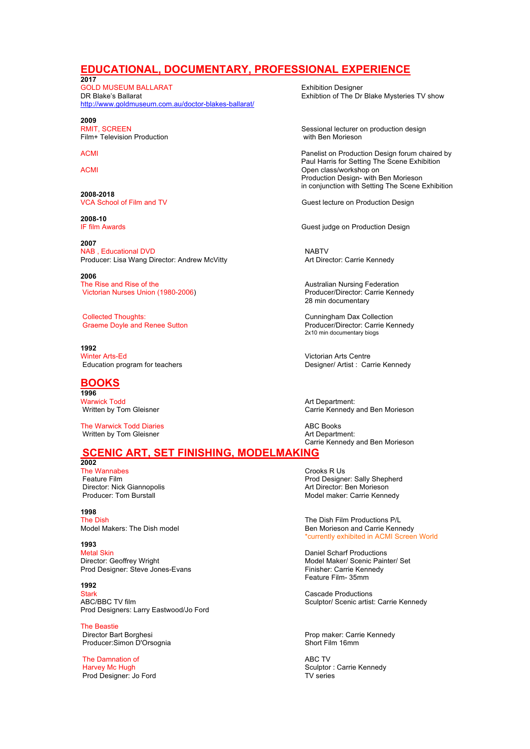## EDUCATIONAL, DOCUMENTARY, PROFESSIONAL EXPERIENCE

**2017**

GOLD MUSEUM BALLARAT
DR Blake's Ballarat
http://www.goldmuseum.com.au/doctor-blakes-ballarat/

Exhibition Designer
Exhibtion of The Dr Blake Mysteries TV show

**2009**

RMIT, SCREEN
Film+ Television Production

Sessional lecturer on production design with Ben Morieson

ACMI

Panelist on Production Design forum chaired by Paul Harris for Setting The Scene Exhibition

ACMI

Open class/workshop on Production Design- with Ben Morieson in conjunction with Setting The Scene Exhibition

**2008-2018**

VCA School of Film and TV

Guest lecture on Production Design

**2008-10**

IF film Awards

Guest judge on Production Design

**2007**

NAB , Educational DVD
Producer: Lisa Wang Director: Andrew McVitty

NABTV
Art Director: Carrie Kennedy

**2006**

The Rise and Rise of the Victorian Nurses Union (1980-2006)

Australian Nursing Federation
Producer/Director: Carrie Kennedy
28 min documentary

Collected Thoughts:
Graeme Doyle and Renee Sutton

Cunningham Dax Collection
Producer/Director: Carrie Kennedy
2x10 min documentary biogs

**1992**

Winter Arts-Ed
Education program for teachers

Victorian Arts Centre
Designer/ Artist : Carrie Kennedy

## BOOKS

**1996**

Warwick Todd
Written by Tom Gleisner

Art Department:
Carrie Kennedy and Ben Morieson

The Warwick Todd Diaries
Written by Tom Gleisner

ABC Books
Art Department:
Carrie Kennedy and Ben Morieson

## SCENIC ART, SET FINISHING, MODELMAKING

**2002**

The Wannabes
Feature Film
Director: Nick Giannopolis
Producer: Tom Burstall

Crooks R Us
Prod Designer: Sally Shepherd
Art Director: Ben Morieson
Model maker: Carrie Kennedy

**1998**

The Dish
Model Makers: The Dish model

The Dish Film Productions P/L
Ben Morieson and Carrie Kennedy
*currently exhibited in ACMI Screen World

**1993**

Metal Skin
Director: Geoffrey Wright
Prod Designer: Steve Jones-Evans

Daniel Scharf Productions
Model Maker/ Scenic Painter/ Set Finisher: Carrie Kennedy
Feature Film- 35mm

**1992**

Stark
ABC/BBC TV film
Prod Designers: Larry Eastwood/Jo Ford

Cascade Productions
Sculptor/ Scenic artist: Carrie Kennedy

The Beastie
Director Bart Borghesi
Producer:Simon D'Orsognia

Prop maker: Carrie Kennedy
Short Film 16mm

The Damnation of Harvey Mc Hugh
Prod Designer: Jo Ford

ABC TV
Sculptor : Carrie Kennedy
TV series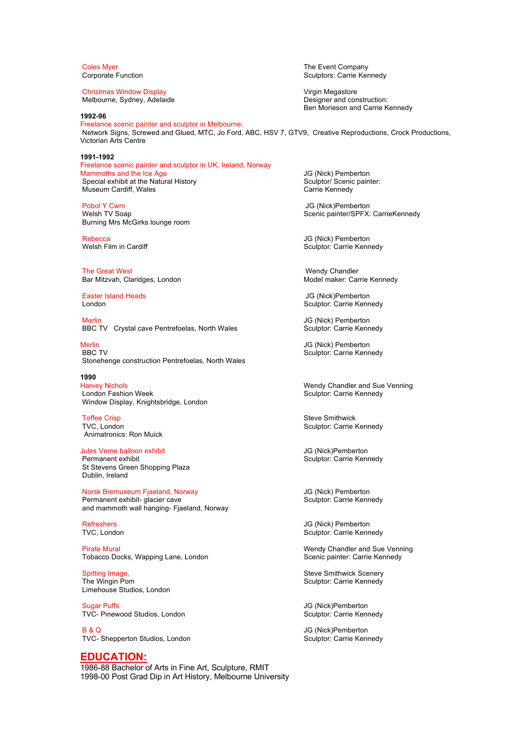Coles Myer
Corporate Function

The Event Company
Sculptors: Carrie Kennedy

Christmas Window Display
Melbourne, Sydney, Adelaide

Virgin Megastore
Designer and construction:
Ben Morieson and Carrie Kennedy

**1992-96**

Freelance scenic painter and sculptor in Melbourne:
Network Signs, Screwed and Glued, MTC, Jo Ford, ABC, HSV 7, GTV9, Creative Reproductions, Crock Productions, Victorian Arts Centre

**1991-1992**

Freelance scenic painter and sculptor in UK, Ireland, Norway

Mammoths and the Ice Age
Special exhibit at the Natural History Museum Cardiff, Wales

JG (Nick) Pemberton
Sculptor/ Scenic painter:
Carrie Kennedy

Pobol Y Cwm
Welsh TV Soap
Burning Mrs McGirks lounge room

JG (Nick)Pemberton
Scenic painter/SPFX: CarrieKennedy

Rebecca
Welsh Film in Cardiff

JG (Nick) Pemberton
Sculptor: Carrie Kennedy

The Great West
Bar Mitzvah, Claridges, London

Wendy Chandler
Model maker: Carrie Kennedy

Easter Island Heads
London

JG (Nick)Pemberton
Sculptor: Carrie Kennedy

Merlin
BBC TV Crystal cave Pentrefoelas, North Wales

JG (Nick) Pemberton
Sculptor: Carrie Kennedy

Merlin
BBC TV
Stonehenge construction Pentrefoelas, North Wales

JG (Nick) Pemberton
Sculptor: Carrie Kennedy

**1990**

Harvey Nichols
London Fashion Week
Window Display, Knightsbridge, London

Wendy Chandler and Sue Venning
Sculptor: Carrie Kennedy

Toffee Crisp
TVC, London
Animatronics: Ron Muick

Steve Smithwick
Sculptor: Carrie Kennedy

Jules Verne balloon exhibit
Permanent exhibit
St Stevens Green Shopping Plaza
Dublin, Ireland

JG (Nick)Pemberton
Sculptor: Carrie Kennedy

Norsk Bremuseum Fjaeland, Norway
Permanent exhibit- glacier cave
and mammoth wall hanging- Fjaeland, Norway

JG (Nick) Pemberton
Sculptor: Carrie Kennedy

Refreshers
TVC, London

JG (Nick) Pemberton
Sculptor: Carrie Kennedy

Pirate Mural
Tobacco Docks, Wapping Lane, London

Wendy Chandler and Sue Venning
Scenic painter: Carrie Kennedy

Spitting Image,
The Wingin Pom
Limehouse Studios, London

Steve Smithwick Scenery
Sculptor: Carrie Kennedy

Sugar Puffs
TVC- Pinewood Studios, London

JG (Nick)Pemberton
Sculptor: Carrie Kennedy

B & Q
TVC- Shepperton Studios, London

JG (Nick)Pemberton
Sculptor: Carrie Kennedy

## EDUCATION:

1986-88 Bachelor of Arts in Fine Art, Sculpture, RMIT
1998-00 Post Grad Dip in Art History, Melbourne University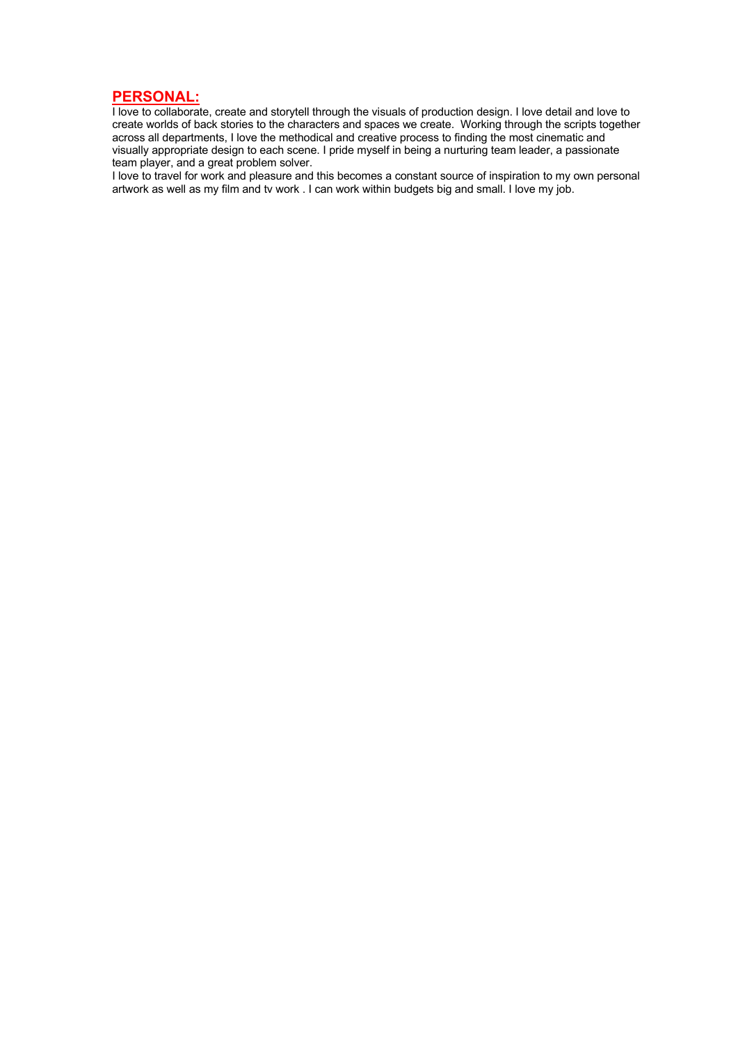## PERSONAL:

I love to collaborate, create and storytell through the visuals of production design. I love detail and love to create worlds of back stories to the characters and spaces we create. Working through the scripts together across all departments, I love the methodical and creative process to finding the most cinematic and visually appropriate design to each scene. I pride myself in being a nurturing team leader, a passionate team player, and a great problem solver.

I love to travel for work and pleasure and this becomes a constant source of inspiration to my own personal artwork as well as my film and tv work . I can work within budgets big and small. I love my job.